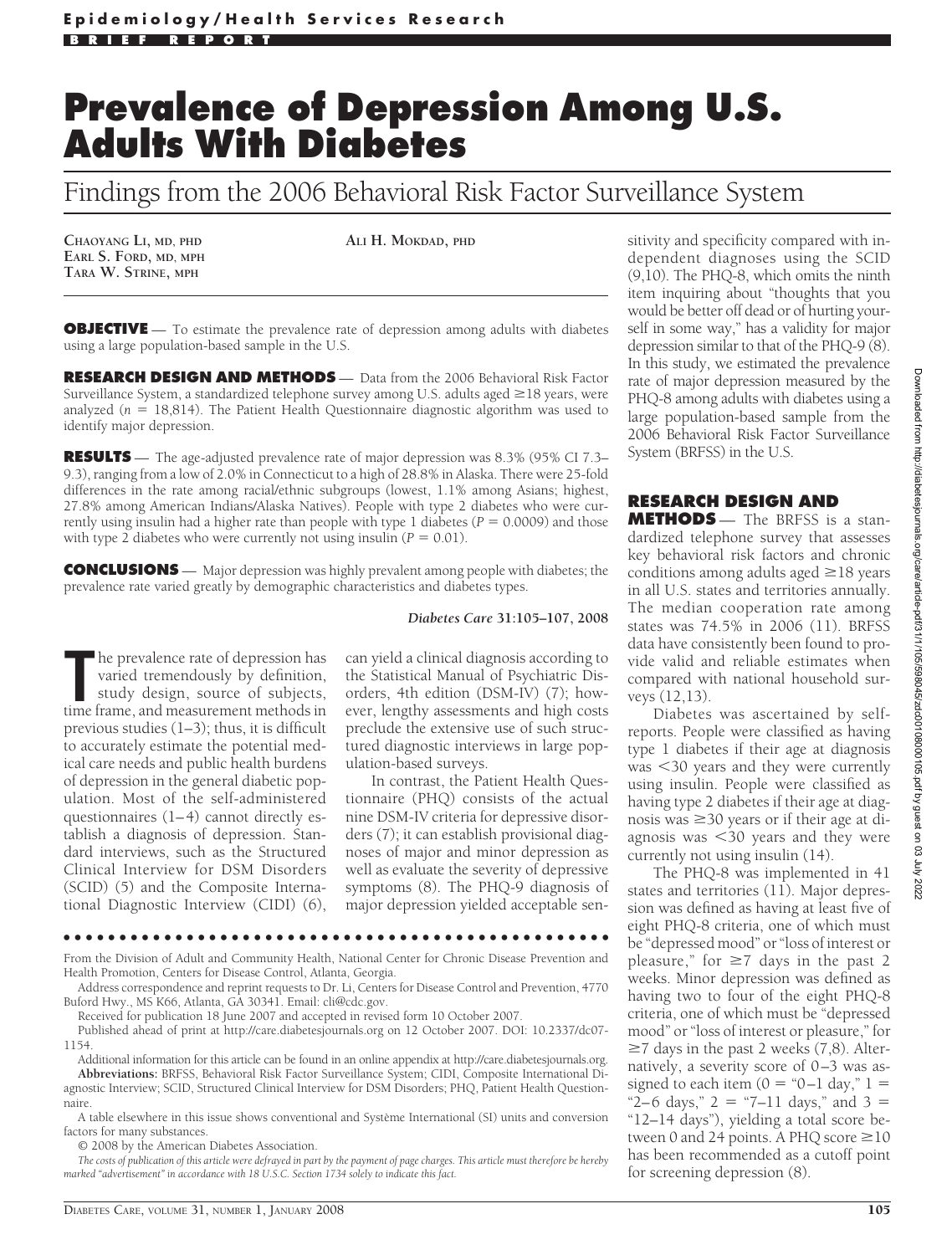**Epidemiology/Health Services Research**

**BRIEF REPORT**

# Prevalence of Depression Among U.S. Adults With Diabetes

## Findings from the 2006 Behavioral Risk Factor Surveillance System

**CHAOYANG LI, MD, PHD**
**EARL S. FORD, MD, MPH**
**TARA W. STRINE, MPH**
**ALI H. MOKDAD, PHD**

**OBJECTIVE** — To estimate the prevalence rate of depression among adults with diabetes using a large population-based sample in the U.S.

**RESEARCH DESIGN AND METHODS** — Data from the 2006 Behavioral Risk Factor Surveillance System, a standardized telephone survey among U.S. adults aged ≥18 years, were analyzed ($n = 18{,}814$). The Patient Health Questionnaire diagnostic algorithm was used to identify major depression.

**RESULTS** — The age-adjusted prevalence rate of major depression was 8.3% (95% CI 7.3–9.3), ranging from a low of 2.0% in Connecticut to a high of 28.8% in Alaska. There were 25-fold differences in the rate among racial/ethnic subgroups (lowest, 1.1% among Asians; highest, 27.8% among American Indians/Alaska Natives). People with type 2 diabetes who were currently using insulin had a higher rate than people with type 1 diabetes ($P = 0.0009$) and those with type 2 diabetes who were currently not using insulin ($P = 0.01$).

**CONCLUSIONS** — Major depression was highly prevalent among people with diabetes; the prevalence rate varied greatly by demographic characteristics and diabetes types.

*Diabetes Care* **31:105–107, 2008**

The prevalence rate of depression has varied tremendously by definition, study design, source of subjects, time frame, and measurement methods in previous studies (1–3); thus, it is difficult to accurately estimate the potential medical care needs and public health burdens of depression in the general diabetic population. Most of the self-administered questionnaires (1–4) cannot directly establish a diagnosis of depression. Standard interviews, such as the Structured Clinical Interview for DSM Disorders (SCID) (5) and the Composite International Diagnostic Interview (CIDI) (6), can yield a clinical diagnosis according to the Statistical Manual of Psychiatric Disorders, 4th edition (DSM-IV) (7); however, lengthy assessments and high costs preclude the extensive use of such structured diagnostic interviews in large population-based surveys.

In contrast, the Patient Health Questionnaire (PHQ) consists of the actual nine DSM-IV criteria for depressive disorders (7); it can establish provisional diagnoses of major and minor depression as well as evaluate the severity of depressive symptoms (8). The PHQ-9 diagnosis of major depression yielded acceptable sensitivity and specificity compared with independent diagnoses using the SCID (9,10). The PHQ-8, which omits the ninth item inquiring about "thoughts that you would be better off dead or of hurting yourself in some way," has a validity for major depression similar to that of the PHQ-9 (8). In this study, we estimated the prevalence rate of major depression measured by the PHQ-8 among adults with diabetes using a large population-based sample from the 2006 Behavioral Risk Factor Surveillance System (BRFSS) in the U.S.

## RESEARCH DESIGN AND METHODS

The BRFSS is a standardized telephone survey that assesses key behavioral risk factors and chronic conditions among adults aged ≥18 years in all U.S. states and territories annually. The median cooperation rate among states was 74.5% in 2006 (11). BRFSS data have consistently been found to provide valid and reliable estimates when compared with national household surveys (12,13).

Diabetes was ascertained by self-reports. People were classified as having type 1 diabetes if their age at diagnosis was <30 years and they were currently using insulin. People were classified as having type 2 diabetes if their age at diagnosis was ≥30 years or if their age at diagnosis was <30 years and they were currently not using insulin (14).

The PHQ-8 was implemented in 41 states and territories (11). Major depression was defined as having at least five of eight PHQ-8 criteria, one of which must be "depressed mood" or "loss of interest or pleasure," for ≥7 days in the past 2 weeks. Minor depression was defined as having two to four of the eight PHQ-8 criteria, one of which must be "depressed mood" or "loss of interest or pleasure," for ≥7 days in the past 2 weeks (7,8). Alternatively, a severity score of 0–3 was assigned to each item (0 = "0–1 day," 1 = "2–6 days," 2 = "7–11 days," and 3 = "12–14 days"), yielding a total score between 0 and 24 points. A PHQ score ≥10 has been recommended as a cutoff point for screening depression (8).

---

From the Division of Adult and Community Health, National Center for Chronic Disease Prevention and Health Promotion, Centers for Disease Control, Atlanta, Georgia.

Address correspondence and reprint requests to Dr. Li, Centers for Disease Control and Prevention, 4770 Buford Hwy., MS K66, Atlanta, GA 30341. Email: cli@cdc.gov.

Received for publication 18 June 2007 and accepted in revised form 10 October 2007.

Published ahead of print at http://care.diabetesjournals.org on 12 October 2007. DOI: 10.2337/dc07-1154.

Additional information for this article can be found in an online appendix at http://care.diabetesjournals.org.

**Abbreviations:** BRFSS, Behavioral Risk Factor Surveillance System; CIDI, Composite International Diagnostic Interview; SCID, Structured Clinical Interview for DSM Disorders; PHQ, Patient Health Questionnaire.

A table elsewhere in this issue shows conventional and Système International (SI) units and conversion factors for many substances.

© 2008 by the American Diabetes Association.

*The costs of publication of this article were defrayed in part by the payment of page charges. This article must therefore be hereby marked "advertisement" in accordance with 18 U.S.C. Section 1734 solely to indicate this fact.*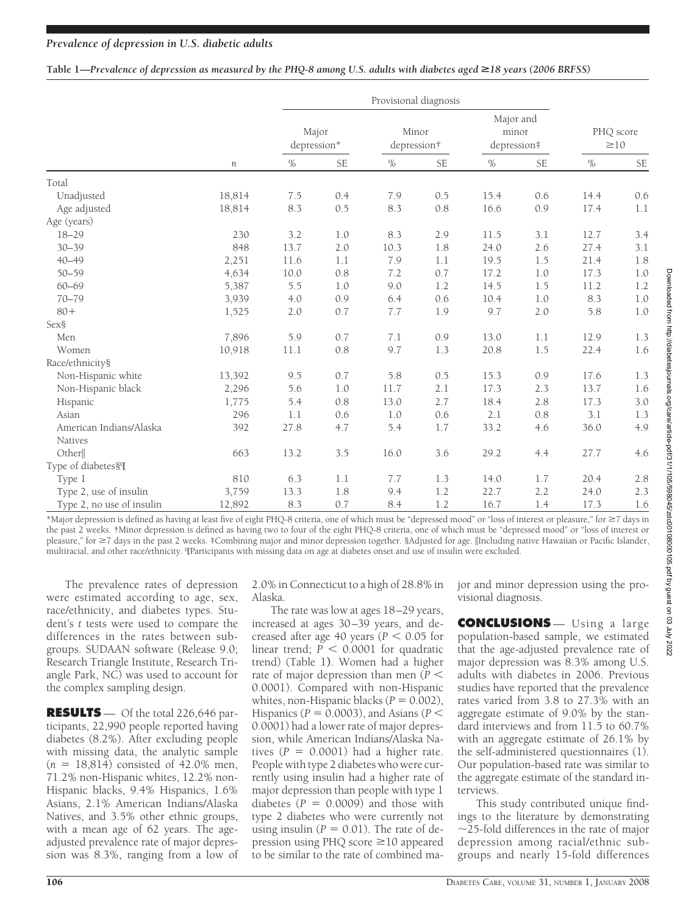**Table 1—Prevalence of depression as measured by the PHQ-8 among U.S. adults with diabetes aged ≥18 years (2006 BRFSS)**

| | | Provisional diagnosis | | | | | | | |
|---|---|---|---|---|---|---|---|---|---|
| | | Major depression* | | Minor depression† | | Major and minor depression‡ | | PHQ score ≥10 | |
| | *n* | % | SE | % | SE | % | SE | % | SE |
| Total | | | | | | | | | |
| Unadjusted | 18,814 | 7.5 | 0.4 | 7.9 | 0.5 | 15.4 | 0.6 | 14.4 | 0.6 |
| Age adjusted | 18,814 | 8.3 | 0.5 | 8.3 | 0.8 | 16.6 | 0.9 | 17.4 | 1.1 |
| Age (years) | | | | | | | | | |
| 18–29 | 230 | 3.2 | 1.0 | 8.3 | 2.9 | 11.5 | 3.1 | 12.7 | 3.4 |
| 30–39 | 848 | 13.7 | 2.0 | 10.3 | 1.8 | 24.0 | 2.6 | 27.4 | 3.1 |
| 40–49 | 2,251 | 11.6 | 1.1 | 7.9 | 1.1 | 19.5 | 1.5 | 21.4 | 1.8 |
| 50–59 | 4,634 | 10.0 | 0.8 | 7.2 | 0.7 | 17.2 | 1.0 | 17.3 | 1.0 |
| 60–69 | 5,387 | 5.5 | 1.0 | 9.0 | 1.2 | 14.5 | 1.5 | 11.2 | 1.2 |
| 70–79 | 3,939 | 4.0 | 0.9 | 6.4 | 0.6 | 10.4 | 1.0 | 8.3 | 1.0 |
| 80+ | 1,525 | 2.0 | 0.7 | 7.7 | 1.9 | 9.7 | 2.0 | 5.8 | 1.0 |
| Sex§ | | | | | | | | | |
| Men | 7,896 | 5.9 | 0.7 | 7.1 | 0.9 | 13.0 | 1.1 | 12.9 | 1.3 |
| Women | 10,918 | 11.1 | 0.8 | 9.7 | 1.3 | 20.8 | 1.5 | 22.4 | 1.6 |
| Race/ethnicity§ | | | | | | | | | |
| Non-Hispanic white | 13,392 | 9.5 | 0.7 | 5.8 | 0.5 | 15.3 | 0.9 | 17.6 | 1.3 |
| Non-Hispanic black | 2,296 | 5.6 | 1.0 | 11.7 | 2.1 | 17.3 | 2.3 | 13.7 | 1.6 |
| Hispanic | 1,775 | 5.4 | 0.8 | 13.0 | 2.7 | 18.4 | 2.8 | 17.3 | 3.0 |
| Asian | 296 | 1.1 | 0.6 | 1.0 | 0.6 | 2.1 | 0.8 | 3.1 | 1.3 |
| American Indians/Alaska Natives | 392 | 27.8 | 4.7 | 5.4 | 1.7 | 33.2 | 4.6 | 36.0 | 4.9 |
| Other‖ | 663 | 13.2 | 3.5 | 16.0 | 3.6 | 29.2 | 4.4 | 27.7 | 4.6 |
| Type of diabetes§¶ | | | | | | | | | |
| Type 1 | 810 | 6.3 | 1.1 | 7.7 | 1.3 | 14.0 | 1.7 | 20.4 | 2.8 |
| Type 2, use of insulin | 3,759 | 13.3 | 1.8 | 9.4 | 1.2 | 22.7 | 2.2 | 24.0 | 2.3 |
| Type 2, no use of insulin | 12,892 | 8.3 | 0.7 | 8.4 | 1.2 | 16.7 | 1.4 | 17.3 | 1.6 |

*Major depression is defined as having at least five of eight PHQ-8 criteria, one of which must be "depressed mood" or "loss of interest or pleasure," for ≥7 days in the past 2 weeks. †Minor depression is defined as having two to four of the eight PHQ-8 criteria, one of which must be "depressed mood" or "loss of interest or pleasure," for ≥7 days in the past 2 weeks. ‡Combining major and minor depression together. §Adjusted for age. ‖Including native Hawaiian or Pacific Islander, multiracial, and other race/ethnicity. ¶Participants with missing data on age at diabetes onset and use of insulin were excluded.

The prevalence rates of depression were estimated according to age, sex, race/ethnicity, and diabetes types. Student's *t* tests were used to compare the differences in the rates between subgroups. SUDAAN software (Release 9.0; Research Triangle Institute, Research Triangle Park, NC) was used to account for the complex sampling design.

## RESULTS

Of the total 226,646 participants, 22,990 people reported having diabetes (8.2%). After excluding people with missing data, the analytic sample ($n = 18{,}814$) consisted of 42.0% men, 71.2% non-Hispanic whites, 12.2% non-Hispanic blacks, 9.4% Hispanics, 1.6% Asians, 2.1% American Indians/Alaska Natives, and 3.5% other ethnic groups, with a mean age of 62 years. The age-adjusted prevalence rate of major depression was 8.3%, ranging from a low of 2.0% in Connecticut to a high of 28.8% in Alaska.

The rate was low at ages 18–29 years, increased at ages 30–39 years, and decreased after age 40 years ($P < 0.05$ for linear trend; $P < 0.0001$ for quadratic trend) (Table 1). Women had a higher rate of major depression than men ($P < 0.0001$). Compared with non-Hispanic whites, non-Hispanic blacks ($P = 0.002$), Hispanics ($P = 0.0003$), and Asians ($P < 0.0001$) had a lower rate of major depression, while American Indians/Alaska Natives ($P = 0.0001$) had a higher rate. People with type 2 diabetes who were currently using insulin had a higher rate of major depression than people with type 1 diabetes ($P = 0.0009$) and those with type 2 diabetes who were currently not using insulin ($P = 0.01$). The rate of depression using PHQ score ≥10 appeared to be similar to the rate of combined major and minor depression using the provisional diagnosis.

## CONCLUSIONS

Using a large population-based sample, we estimated that the age-adjusted prevalence rate of major depression was 8.3% among U.S. adults with diabetes in 2006. Previous studies have reported that the prevalence rates varied from 3.8 to 27.3% with an aggregate estimate of 9.0% by the standard interviews and from 11.5 to 60.7% with an aggregate estimate of 26.1% by the self-administered questionnaires (1). Our population-based rate was similar to the aggregate estimate of the standard interviews.

This study contributed unique findings to the literature by demonstrating ~25-fold differences in the rate of major depression among racial/ethnic subgroups and nearly 15-fold differences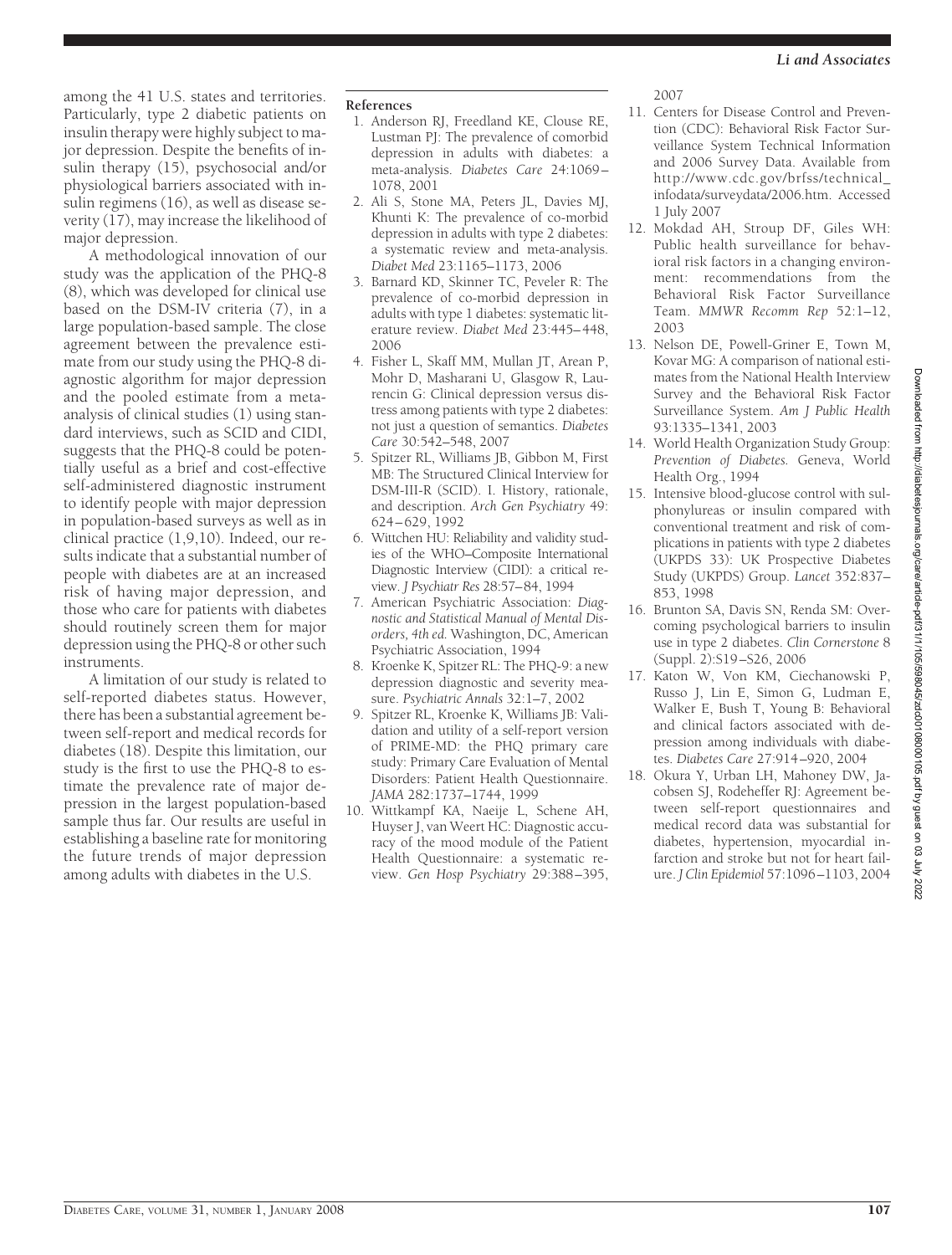among the 41 U.S. states and territories. Particularly, type 2 diabetic patients on insulin therapy were highly subject to major depression. Despite the benefits of insulin therapy (15), psychosocial and/or physiological barriers associated with insulin regimens (16), as well as disease severity (17), may increase the likelihood of major depression.

A methodological innovation of our study was the application of the PHQ-8 (8), which was developed for clinical use based on the DSM-IV criteria (7), in a large population-based sample. The close agreement between the prevalence estimate from our study using the PHQ-8 diagnostic algorithm for major depression and the pooled estimate from a meta-analysis of clinical studies (1) using standard interviews, such as SCID and CIDI, suggests that the PHQ-8 could be potentially useful as a brief and cost-effective self-administered diagnostic instrument to identify people with major depression in population-based surveys as well as in clinical practice (1,9,10). Indeed, our results indicate that a substantial number of people with diabetes are at an increased risk of having major depression, and those who care for patients with diabetes should routinely screen them for major depression using the PHQ-8 or other such instruments.

A limitation of our study is related to self-reported diabetes status. However, there has been a substantial agreement between self-report and medical records for diabetes (18). Despite this limitation, our study is the first to use the PHQ-8 to estimate the prevalence rate of major depression in the largest population-based sample thus far. Our results are useful in establishing a baseline rate for monitoring the future trends of major depression among adults with diabetes in the U.S.

## References

1. Anderson RJ, Freedland KE, Clouse RE, Lustman PJ: The prevalence of comorbid depression in adults with diabetes: a meta-analysis. *Diabetes Care* 24:1069–1078, 2001
2. Ali S, Stone MA, Peters JL, Davies MJ, Khunti K: The prevalence of co-morbid depression in adults with type 2 diabetes: a systematic review and meta-analysis. *Diabet Med* 23:1165–1173, 2006
3. Barnard KD, Skinner TC, Peveler R: The prevalence of co-morbid depression in adults with type 1 diabetes: systematic literature review. *Diabet Med* 23:445–448, 2006
4. Fisher L, Skaff MM, Mullan JT, Arean P, Mohr D, Masharani U, Glasgow R, Laurencin G: Clinical depression versus distress among patients with type 2 diabetes: not just a question of semantics. *Diabetes Care* 30:542–548, 2007
5. Spitzer RL, Williams JB, Gibbon M, First MB: The Structured Clinical Interview for DSM-III-R (SCID). I. History, rationale, and description. *Arch Gen Psychiatry* 49: 624–629, 1992
6. Wittchen HU: Reliability and validity studies of the WHO–Composite International Diagnostic Interview (CIDI): a critical review. *J Psychiatr Res* 28:57–84, 1994
7. American Psychiatric Association: *Diagnostic and Statistical Manual of Mental Disorders, 4th ed.* Washington, DC, American Psychiatric Association, 1994
8. Kroenke K, Spitzer RL: The PHQ-9: a new depression diagnostic and severity measure. *Psychiatric Annals* 32:1–7, 2002
9. Spitzer RL, Kroenke K, Williams JB: Validation and utility of a self-report version of PRIME-MD: the PHQ primary care study: Primary Care Evaluation of Mental Disorders: Patient Health Questionnaire. *JAMA* 282:1737–1744, 1999
10. Wittkampf KA, Naeije L, Schene AH, Huyser J, van Weert HC: Diagnostic accuracy of the mood module of the Patient Health Questionnaire: a systematic review. *Gen Hosp Psychiatry* 29:388–395, 2007
11. Centers for Disease Control and Prevention (CDC): Behavioral Risk Factor Surveillance System Technical Information and 2006 Survey Data. Available from http://www.cdc.gov/brfss/technical_infodata/surveydata/2006.htm. Accessed 1 July 2007
12. Mokdad AH, Stroup DF, Giles WH: Public health surveillance for behavioral risk factors in a changing environment: recommendations from the Behavioral Risk Factor Surveillance Team. *MMWR Recomm Rep* 52:1–12, 2003
13. Nelson DE, Powell-Griner E, Town M, Kovar MG: A comparison of national estimates from the National Health Interview Survey and the Behavioral Risk Factor Surveillance System. *Am J Public Health* 93:1335–1341, 2003
14. World Health Organization Study Group: *Prevention of Diabetes.* Geneva, World Health Org., 1994
15. Intensive blood-glucose control with sulphonylureas or insulin compared with conventional treatment and risk of complications in patients with type 2 diabetes (UKPDS 33): UK Prospective Diabetes Study (UKPDS) Group. *Lancet* 352:837–853, 1998
16. Brunton SA, Davis SN, Renda SM: Overcoming psychological barriers to insulin use in type 2 diabetes. *Clin Cornerstone* 8 (Suppl. 2):S19–S26, 2006
17. Katon W, Von KM, Ciechanowski P, Russo J, Lin E, Simon G, Ludman E, Walker E, Bush T, Young B: Behavioral and clinical factors associated with depression among individuals with diabetes. *Diabetes Care* 27:914–920, 2004
18. Okura Y, Urban LH, Mahoney DW, Jacobsen SJ, Rodeheffer RJ: Agreement between self-report questionnaires and medical record data was substantial for diabetes, hypertension, myocardial infarction and stroke but not for heart failure. *J Clin Epidemiol* 57:1096–1103, 2004